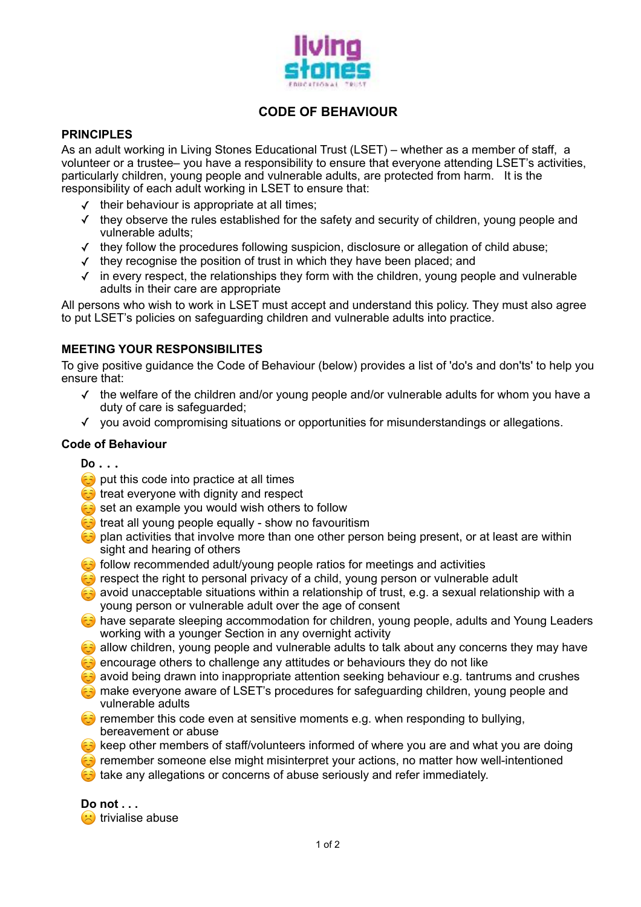# CODE OF BEHAVIOUR

## PRINCIPLES

As an adult working in Living Stones Educational Trust (LSET) – whether as a member of staff, a volunteer or a trustee– you have a responsibility to ensure that everyone attending LSET's activities, particularly children, young people and vulnerable adults, are protected from harm. It is the responsibility of each adult working in LSET to ensure that:

- ✓ their behaviour is appropriate at all times;
- ✓ they observe the rules established for the safety and security of children, young people and vulnerable adults;
- ✓ they follow the procedures following suspicion, disclosure or allegation of child abuse;
- ✓ they recognise the position of trust in which they have been placed; and
- ✓ in every respect, the relationships they form with the children, young people and vulnerable adults in their care are appropriate

All persons who wish to work in LSET must accept and understand this policy. They must also agree to put LSET's policies on safeguarding children and vulnerable adults into practice.

## MEETING YOUR RESPONSIBILITES

To give positive guidance the Code of Behaviour (below) provides a list of 'do's and don'ts' to help you ensure that:

- ✓ the welfare of the children and/or young people and/or vulnerable adults for whom you have a duty of care is safeguarded;
- ✓ you avoid compromising situations or opportunities for misunderstandings or allegations.

### Code of Behaviour

**Do . . .**

- ☺ put this code into practice at all times
- ☺ treat everyone with dignity and respect
- ☺ set an example you would wish others to follow
- ☺ treat all young people equally - show no favouritism
- ☺ plan activities that involve more than one other person being present, or at least are within sight and hearing of others
- ☺ follow recommended adult/young people ratios for meetings and activities
- ☺ respect the right to personal privacy of a child, young person or vulnerable adult
- ☺ avoid unacceptable situations within a relationship of trust, e.g. a sexual relationship with a young person or vulnerable adult over the age of consent
- ☺ have separate sleeping accommodation for children, young people, adults and Young Leaders working with a younger Section in any overnight activity
- ☺ allow children, young people and vulnerable adults to talk about any concerns they may have
- ☺ encourage others to challenge any attitudes or behaviours they do not like
- ☺ avoid being drawn into inappropriate attention seeking behaviour e.g. tantrums and crushes
- ☺ make everyone aware of LSET's procedures for safeguarding children, young people and vulnerable adults
- ☺ remember this code even at sensitive moments e.g. when responding to bullying, bereavement or abuse
- ☺ keep other members of staff/volunteers informed of where you are and what you are doing
- ☺ remember someone else might misinterpret your actions, no matter how well-intentioned
- ☺ take any allegations or concerns of abuse seriously and refer immediately.

**Do not . . .**

- ☹ trivialise abuse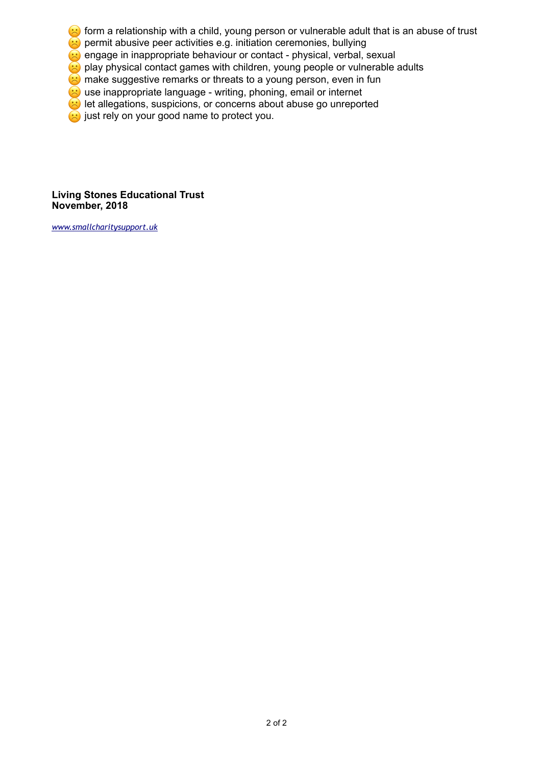- ☹️ form a relationship with a child, young person or vulnerable adult that is an abuse of trust
- ☹️ permit abusive peer activities e.g. initiation ceremonies, bullying
- ☹️ engage in inappropriate behaviour or contact - physical, verbal, sexual
- ☹️ play physical contact games with children, young people or vulnerable adults
- ☹️ make suggestive remarks or threats to a young person, even in fun
- ☹️ use inappropriate language - writing, phoning, email or internet
- ☹️ let allegations, suspicions, or concerns about abuse go unreported
- ☹️ just rely on your good name to protect you.

**Living Stones Educational Trust**
**November, 2018**

*www.smallcharitysupport.uk*